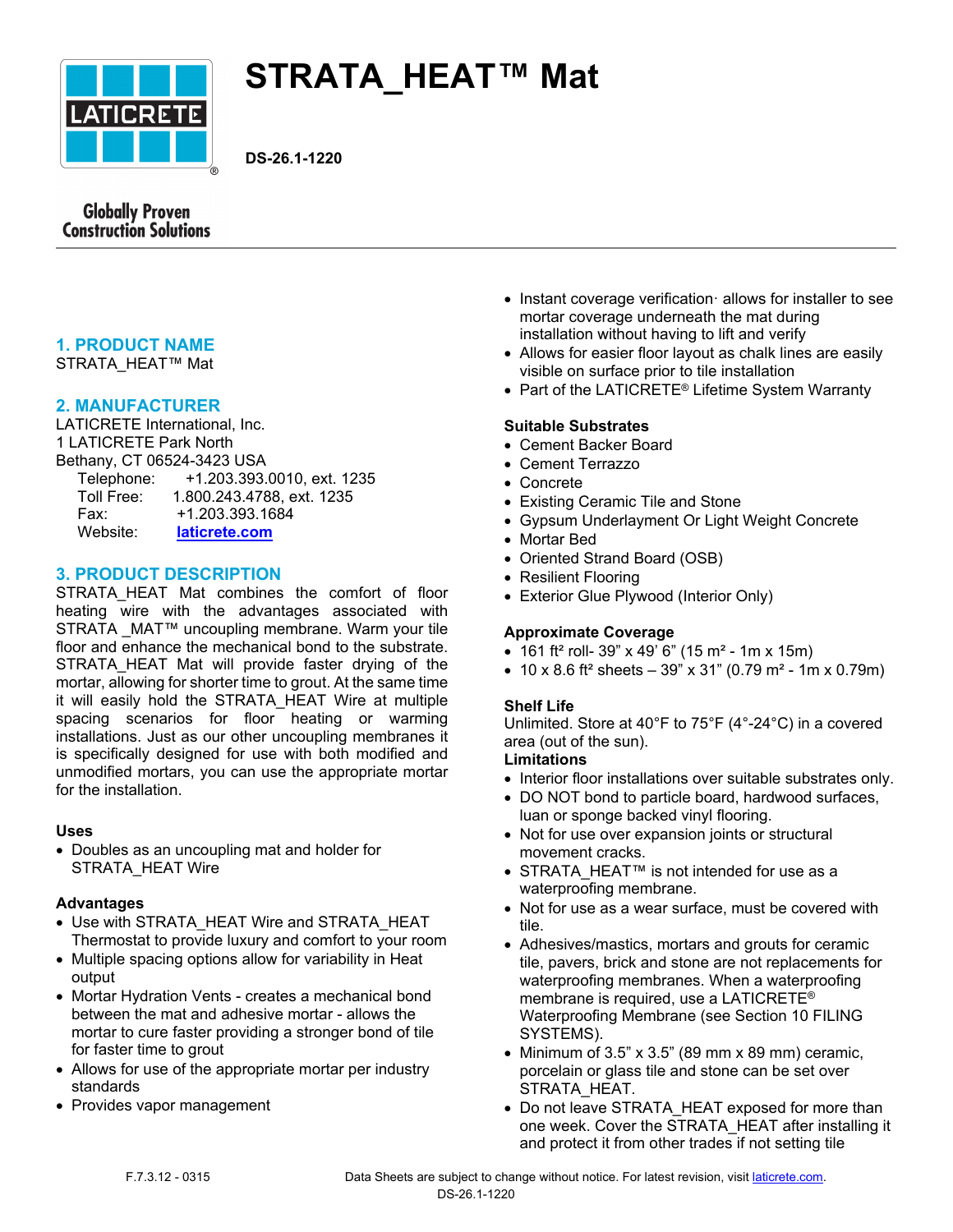# STRATA_HEAT™ Mat

**DS-26.1-1220**

Globally Proven Construction Solutions

## 1. PRODUCT NAME

STRATA_HEAT™ Mat

## 2. MANUFACTURER

LATICRETE International, Inc.
1 LATICRETE Park North
Bethany, CT 06524-3423 USA

Telephone: +1.203.393.0010, ext. 1235
Toll Free: 1.800.243.4788, ext. 1235
Fax: +1.203.393.1684
Website: **laticrete.com**

## 3. PRODUCT DESCRIPTION

STRATA_HEAT Mat combines the comfort of floor heating wire with the advantages associated with STRATA _MAT™ uncoupling membrane. Warm your tile floor and enhance the mechanical bond to the substrate. STRATA_HEAT Mat will provide faster drying of the mortar, allowing for shorter time to grout. At the same time it will easily hold the STRATA_HEAT Wire at multiple spacing scenarios for floor heating or warming installations. Just as our other uncoupling membranes it is specifically designed for use with both modified and unmodified mortars, you can use the appropriate mortar for the installation.

**Uses**

- Doubles as an uncoupling mat and holder for STRATA_HEAT Wire

**Advantages**

- Use with STRATA_HEAT Wire and STRATA_HEAT Thermostat to provide luxury and comfort to your room
- Multiple spacing options allow for variability in Heat output
- Mortar Hydration Vents - creates a mechanical bond between the mat and adhesive mortar - allows the mortar to cure faster providing a stronger bond of tile for faster time to grout
- Allows for use of the appropriate mortar per industry standards
- Provides vapor management
- Instant coverage verification· allows for installer to see mortar coverage underneath the mat during installation without having to lift and verify
- Allows for easier floor layout as chalk lines are easily visible on surface prior to tile installation
- Part of the LATICRETE® Lifetime System Warranty

**Suitable Substrates**

- Cement Backer Board
- Cement Terrazzo
- Concrete
- Existing Ceramic Tile and Stone
- Gypsum Underlayment Or Light Weight Concrete
- Mortar Bed
- Oriented Strand Board (OSB)
- Resilient Flooring
- Exterior Glue Plywood (Interior Only)

**Approximate Coverage**

- 161 ft² roll- 39" x 49' 6" (15 m² - 1m x 15m)
- 10 x 8.6 ft² sheets – 39" x 31" (0.79 m² - 1m x 0.79m)

**Shelf Life**

Unlimited. Store at 40°F to 75°F (4°-24°C) in a covered area (out of the sun).

**Limitations**

- Interior floor installations over suitable substrates only.
- DO NOT bond to particle board, hardwood surfaces, luan or sponge backed vinyl flooring.
- Not for use over expansion joints or structural movement cracks.
- STRATA_HEAT™ is not intended for use as a waterproofing membrane.
- Not for use as a wear surface, must be covered with tile.
- Adhesives/mastics, mortars and grouts for ceramic tile, pavers, brick and stone are not replacements for waterproofing membranes. When a waterproofing membrane is required, use a LATICRETE® Waterproofing Membrane (see Section 10 FILING SYSTEMS).
- Minimum of 3.5" x 3.5" (89 mm x 89 mm) ceramic, porcelain or glass tile and stone can be set over STRATA_HEAT.
- Do not leave STRATA_HEAT exposed for more than one week. Cover the STRATA_HEAT after installing it and protect it from other trades if not setting tile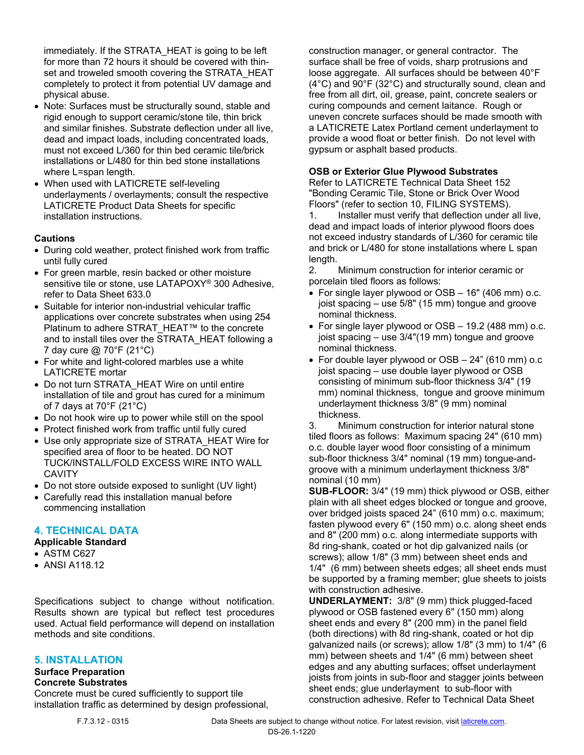immediately. If the STRATA_HEAT is going to be left for more than 72 hours it should be covered with thin-set and troweled smooth covering the STRATA_HEAT completely to protect it from potential UV damage and physical abuse.

- Note: Surfaces must be structurally sound, stable and rigid enough to support ceramic/stone tile, thin brick and similar finishes. Substrate deflection under all live, dead and impact loads, including concentrated loads, must not exceed L/360 for thin bed ceramic tile/brick installations or L/480 for thin bed stone installations where L=span length.
- When used with LATICRETE self-leveling underlayments / overlayments; consult the respective LATICRETE Product Data Sheets for specific installation instructions.

**Cautions**

- During cold weather, protect finished work from traffic until fully cured
- For green marble, resin backed or other moisture sensitive tile or stone, use LATAPOXY® 300 Adhesive, refer to Data Sheet 633.0
- Suitable for interior non-industrial vehicular traffic applications over concrete substrates when using 254 Platinum to adhere STRAT_HEAT™ to the concrete and to install tiles over the STRATA_HEAT following a 7 day cure @ 70°F (21°C)
- For white and light-colored marbles use a white LATICRETE mortar
- Do not turn STRATA_HEAT Wire on until entire installation of tile and grout has cured for a minimum of 7 days at 70°F (21°C)
- Do not hook wire up to power while still on the spool
- Protect finished work from traffic until fully cured
- Use only appropriate size of STRATA_HEAT Wire for specified area of floor to be heated. DO NOT TUCK/INSTALL/FOLD EXCESS WIRE INTO WALL CAVITY
- Do not store outside exposed to sunlight (UV light)
- Carefully read this installation manual before commencing installation

## 4. TECHNICAL DATA

**Applicable Standard**

- ASTM C627
- ANSI A118.12

Specifications subject to change without notification. Results shown are typical but reflect test procedures used. Actual field performance will depend on installation methods and site conditions.

## 5. INSTALLATION

**Surface Preparation**

**Concrete Substrates**

Concrete must be cured sufficiently to support tile installation traffic as determined by design professional, construction manager, or general contractor. The surface shall be free of voids, sharp protrusions and loose aggregate. All surfaces should be between 40°F (4°C) and 90°F (32°C) and structurally sound, clean and free from all dirt, oil, grease, paint, concrete sealers or curing compounds and cement laitance. Rough or uneven concrete surfaces should be made smooth with a LATICRETE Latex Portland cement underlayment to provide a wood float or better finish. Do not level with gypsum or asphalt based products.

**OSB or Exterior Glue Plywood Substrates**

Refer to LATICRETE Technical Data Sheet 152 "Bonding Ceramic Tile, Stone or Brick Over Wood Floors" (refer to section 10, FILING SYSTEMS).

1. Installer must verify that deflection under all live, dead and impact loads of interior plywood floors does not exceed industry standards of L/360 for ceramic tile and brick or L/480 for stone installations where L span length.
2. Minimum construction for interior ceramic or porcelain tiled floors as follows:
   - For single layer plywood or OSB – 16" (406 mm) o.c. joist spacing – use 5/8" (15 mm) tongue and groove nominal thickness.
   - For single layer plywood or OSB – 19.2 (488 mm) o.c. joist spacing – use 3/4"(19 mm) tongue and groove nominal thickness.
   - For double layer plywood or OSB – 24" (610 mm) o.c joist spacing – use double layer plywood or OSB consisting of minimum sub-floor thickness 3/4" (19 mm) nominal thickness, tongue and groove minimum underlayment thickness 3/8" (9 mm) nominal thickness.
3. Minimum construction for interior natural stone tiled floors as follows: Maximum spacing 24" (610 mm) o.c. double layer wood floor consisting of a minimum sub-floor thickness 3/4" nominal (19 mm) tongue-and-groove with a minimum underlayment thickness 3/8" nominal (10 mm)

**SUB-FLOOR:** 3/4" (19 mm) thick plywood or OSB, either plain with all sheet edges blocked or tongue and groove, over bridged joists spaced 24" (610 mm) o.c. maximum; fasten plywood every 6" (150 mm) o.c. along sheet ends and 8" (200 mm) o.c. along intermediate supports with 8d ring-shank, coated or hot dip galvanized nails (or screws); allow 1/8" (3 mm) between sheet ends and 1/4" (6 mm) between sheets edges; all sheet ends must be supported by a framing member; glue sheets to joists with construction adhesive.

**UNDERLAYMENT:** 3/8" (9 mm) thick plugged-faced plywood or OSB fastened every 6" (150 mm) along sheet ends and every 8" (200 mm) in the panel field (both directions) with 8d ring-shank, coated or hot dip galvanized nails (or screws); allow 1/8" (3 mm) to 1/4" (6 mm) between sheets and 1/4" (6 mm) between sheet edges and any abutting surfaces; offset underlayment joists from joints in sub-floor and stagger joints between sheet ends; glue underlayment to sub-floor with construction adhesive. Refer to Technical Data Sheet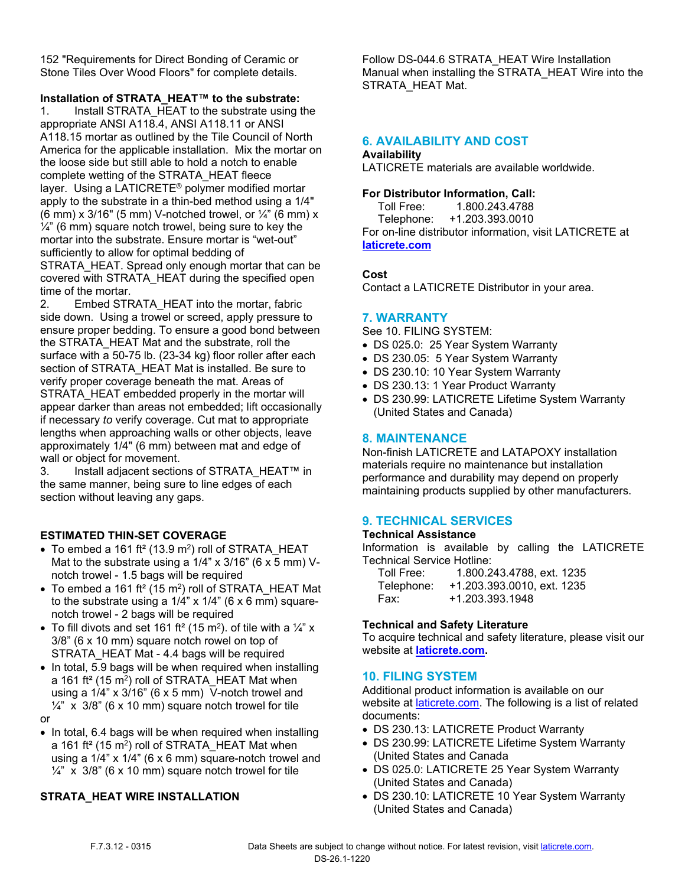152 "Requirements for Direct Bonding of Ceramic or Stone Tiles Over Wood Floors" for complete details.

**Installation of STRATA_HEAT™ to the substrate:**

1. Install STRATA_HEAT to the substrate using the appropriate ANSI A118.4, ANSI A118.11 or ANSI A118.15 mortar as outlined by the Tile Council of North America for the applicable installation. Mix the mortar on the loose side but still able to hold a notch to enable complete wetting of the STRATA_HEAT fleece layer. Using a LATICRETE® polymer modified mortar apply to the substrate in a thin-bed method using a 1/4" (6 mm) x 3/16" (5 mm) V-notched trowel, or ¼" (6 mm) x ¼" (6 mm) square notch trowel, being sure to key the mortar into the substrate. Ensure mortar is "wet-out" sufficiently to allow for optimal bedding of STRATA_HEAT. Spread only enough mortar that can be covered with STRATA_HEAT during the specified open time of the mortar.
2. Embed STRATA_HEAT into the mortar, fabric side down. Using a trowel or screed, apply pressure to ensure proper bedding. To ensure a good bond between the STRATA_HEAT Mat and the substrate, roll the surface with a 50-75 lb. (23-34 kg) floor roller after each section of STRATA_HEAT Mat is installed. Be sure to verify proper coverage beneath the mat. Areas of STRATA_HEAT embedded properly in the mortar will appear darker than areas not embedded; lift occasionally if necessary *to* verify coverage. Cut mat to appropriate lengths when approaching walls or other objects, leave approximately 1/4" (6 mm) between mat and edge of wall or object for movement.
3. Install adjacent sections of STRATA_HEAT™ in the same manner, being sure to line edges of each section without leaving any gaps.

**ESTIMATED THIN-SET COVERAGE**

- To embed a 161 ft² (13.9 m$^2$) roll of STRATA_HEAT Mat to the substrate using a 1/4" x 3/16" (6 x 5 mm) V-notch trowel - 1.5 bags will be required
- To embed a 161 ft² (15 m$^2$) roll of STRATA_HEAT Mat to the substrate using a 1/4" x 1/4" (6 x 6 mm) square-notch trowel - 2 bags will be required
- To fill divots and set 161 ft² (15 m$^2$). of tile with a ¼" x 3/8" (6 x 10 mm) square notch rowel on top of STRATA_HEAT Mat - 4.4 bags will be required
- In total, 5.9 bags will be when required when installing a 161 ft² (15 m$^2$) roll of STRATA_HEAT Mat when using a 1/4" x 3/16" (6 x 5 mm) V-notch trowel and ¼" x 3/8" (6 x 10 mm) square notch trowel for tile

or

- In total, 6.4 bags will be when required when installing a 161 ft² (15 m$^2$) roll of STRATA_HEAT Mat when using a 1/4" x 1/4" (6 x 6 mm) square-notch trowel and ¼" x 3/8" (6 x 10 mm) square notch trowel for tile

**STRATA_HEAT WIRE INSTALLATION**

Follow DS-044.6 STRATA_HEAT Wire Installation Manual when installing the STRATA_HEAT Wire into the STRATA_HEAT Mat.

## 6. AVAILABILITY AND COST

**Availability**

LATICRETE materials are available worldwide.

**For Distributor Information, Call:**

Toll Free: 1.800.243.4788
Telephone: +1.203.393.0010

For on-line distributor information, visit LATICRETE at **laticrete.com**

**Cost**

Contact a LATICRETE Distributor in your area.

## 7. WARRANTY

See 10. FILING SYSTEM:

- DS 025.0: 25 Year System Warranty
- DS 230.05: 5 Year System Warranty
- DS 230.10: 10 Year System Warranty
- DS 230.13: 1 Year Product Warranty
- DS 230.99: LATICRETE Lifetime System Warranty (United States and Canada)

## 8. MAINTENANCE

Non-finish LATICRETE and LATAPOXY installation materials require no maintenance but installation performance and durability may depend on properly maintaining products supplied by other manufacturers.

## 9. TECHNICAL SERVICES

**Technical Assistance**

Information is available by calling the LATICRETE Technical Service Hotline:

Toll Free: 1.800.243.4788, ext. 1235
Telephone: +1.203.393.0010, ext. 1235
Fax: +1.203.393.1948

**Technical and Safety Literature**

To acquire technical and safety literature, please visit our website at **laticrete.com.**

## 10. FILING SYSTEM

Additional product information is available on our website at laticrete.com. The following is a list of related documents:

- DS 230.13: LATICRETE Product Warranty
- DS 230.99: LATICRETE Lifetime System Warranty (United States and Canada
- DS 025.0: LATICRETE 25 Year System Warranty (United States and Canada)
- DS 230.10: LATICRETE 10 Year System Warranty (United States and Canada)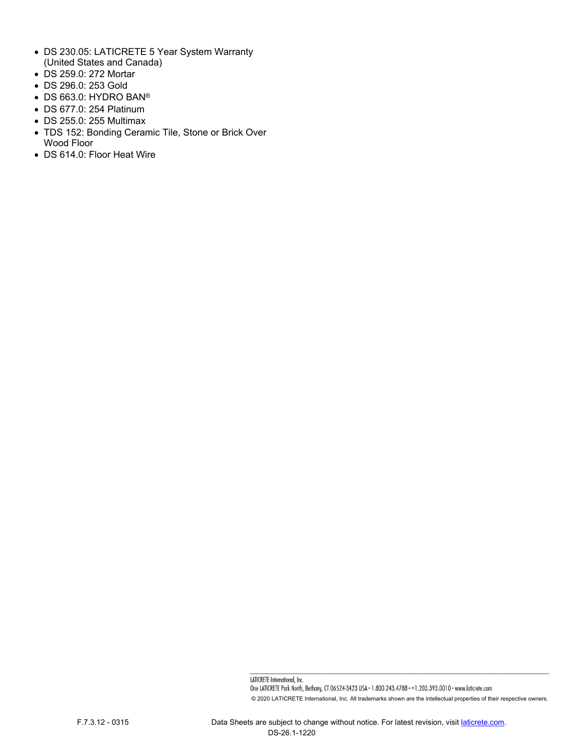- DS 230.05: LATICRETE 5 Year System Warranty (United States and Canada)
- DS 259.0: 272 Mortar
- DS 296.0: 253 Gold
- DS 663.0: HYDRO BAN®
- DS 677.0: 254 Platinum
- DS 255.0: 255 Multimax
- TDS 152: Bonding Ceramic Tile, Stone or Brick Over Wood Floor
- DS 614.0: Floor Heat Wire

LATICRETE International, Inc.
One LATICRETE Park North, Bethany, CT 06524-3423 USA • 1.800.243.4788 • +1.203.393.0010 • www.laticrete.com
© 2020 LATICRETE International, Inc. All trademarks shown are the intellectual properties of their respective owners.

F.7.3.12 - 0315

Data Sheets are subject to change without notice. For latest revision, visit laticrete.com.

DS-26.1-1220